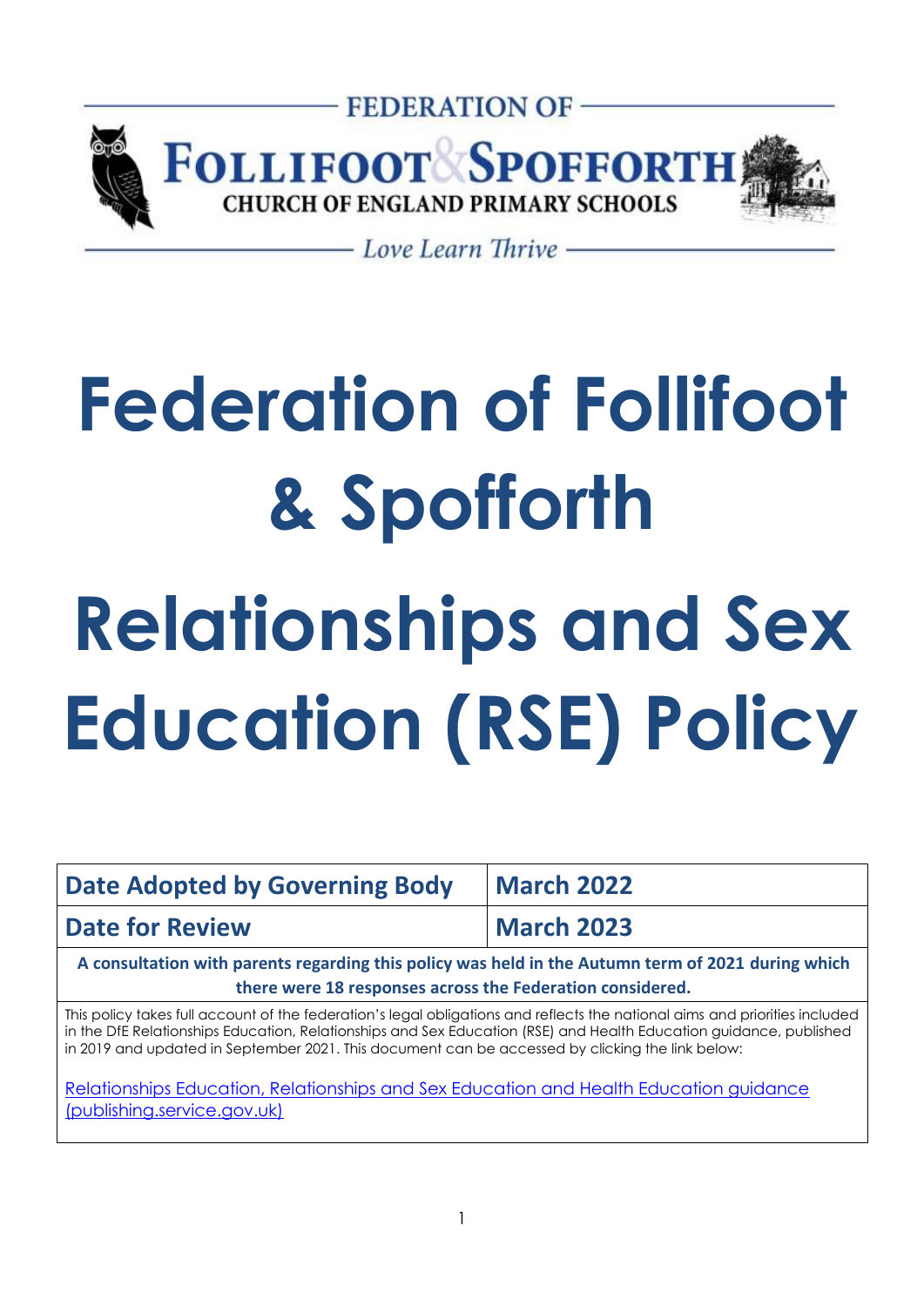FEDERATION OF

FOLLIFOOT & SPOFFORTH

CHURCH OF ENGLAND PRIMARY SCHOOLS

*Love Learn Thrive*

# Federation of Follifoot & Spofforth

# Relationships and Sex Education (RSE) Policy

| **Date Adopted by Governing Body** | **March 2022** |
|---|---|
| **Date for Review** | **March 2023** |

**A consultation with parents regarding this policy was held in the Autumn term of 2021 during which there were 18 responses across the Federation considered.**

This policy takes full account of the federation's legal obligations and reflects the national aims and priorities included in the DfE Relationships Education, Relationships and Sex Education (RSE) and Health Education guidance, published in 2019 and updated in September 2021. This document can be accessed by clicking the link below:

[Relationships Education, Relationships and Sex Education and Health Education guidance (publishing.service.gov.uk)]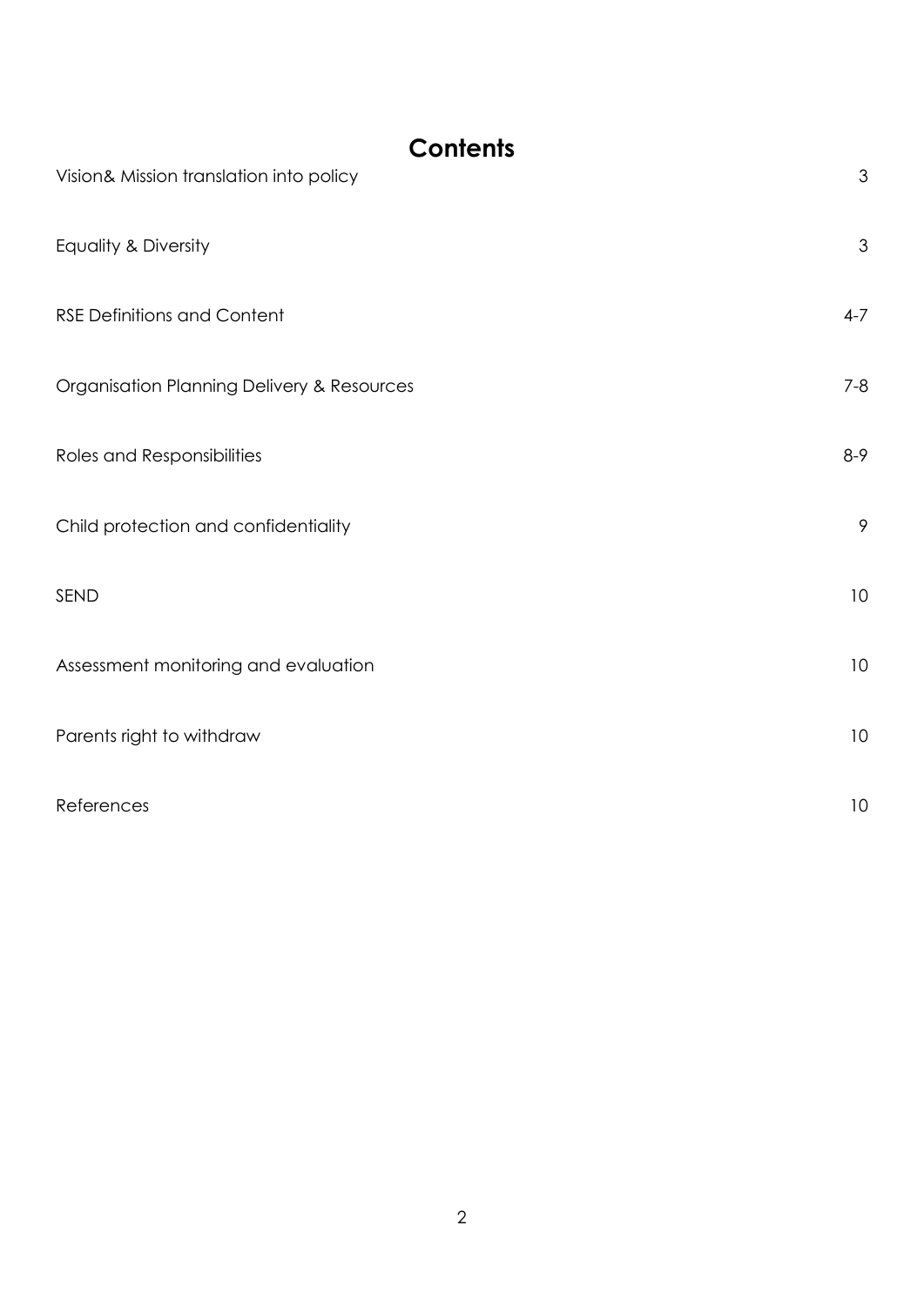# Contents

| | |
|---|---|
| Vision& Mission translation into policy | 3 |
| Equality & Diversity | 3 |
| RSE Definitions and Content | 4-7 |
| Organisation Planning Delivery & Resources | 7-8 |
| Roles and Responsibilities | 8-9 |
| Child protection and confidentiality | 9 |
| SEND | 10 |
| Assessment monitoring and evaluation | 10 |
| Parents right to withdraw | 10 |
| References | 10 |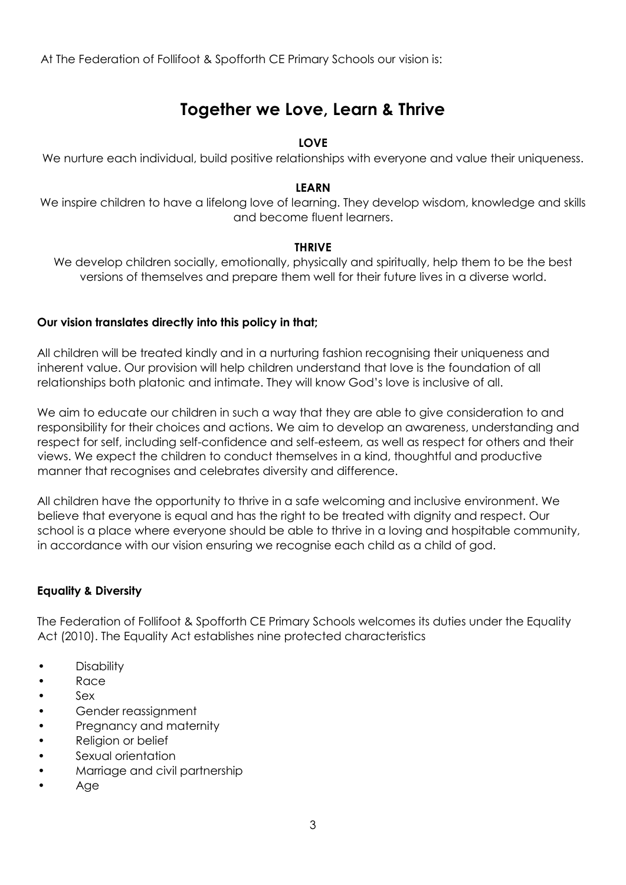At The Federation of Follifoot & Spofforth CE Primary Schools our vision is:

# Together we Love, Learn & Thrive

**LOVE**

We nurture each individual, build positive relationships with everyone and value their uniqueness.

**LEARN**

We inspire children to have a lifelong love of learning. They develop wisdom, knowledge and skills and become fluent learners.

**THRIVE**

We develop children socially, emotionally, physically and spiritually, help them to be the best versions of themselves and prepare them well for their future lives in a diverse world.

**Our vision translates directly into this policy in that;**

All children will be treated kindly and in a nurturing fashion recognising their uniqueness and inherent value. Our provision will help children understand that love is the foundation of all relationships both platonic and intimate. They will know God's love is inclusive of all.

We aim to educate our children in such a way that they are able to give consideration to and responsibility for their choices and actions. We aim to develop an awareness, understanding and respect for self, including self-confidence and self-esteem, as well as respect for others and their views. We expect the children to conduct themselves in a kind, thoughtful and productive manner that recognises and celebrates diversity and difference.

All children have the opportunity to thrive in a safe welcoming and inclusive environment. We believe that everyone is equal and has the right to be treated with dignity and respect. Our school is a place where everyone should be able to thrive in a loving and hospitable community, in accordance with our vision ensuring we recognise each child as a child of god.

**Equality & Diversity**

The Federation of Follifoot & Spofforth CE Primary Schools welcomes its duties under the Equality Act (2010). The Equality Act establishes nine protected characteristics

- Disability
- Race
- Sex
- Gender reassignment
- Pregnancy and maternity
- Religion or belief
- Sexual orientation
- Marriage and civil partnership
- Age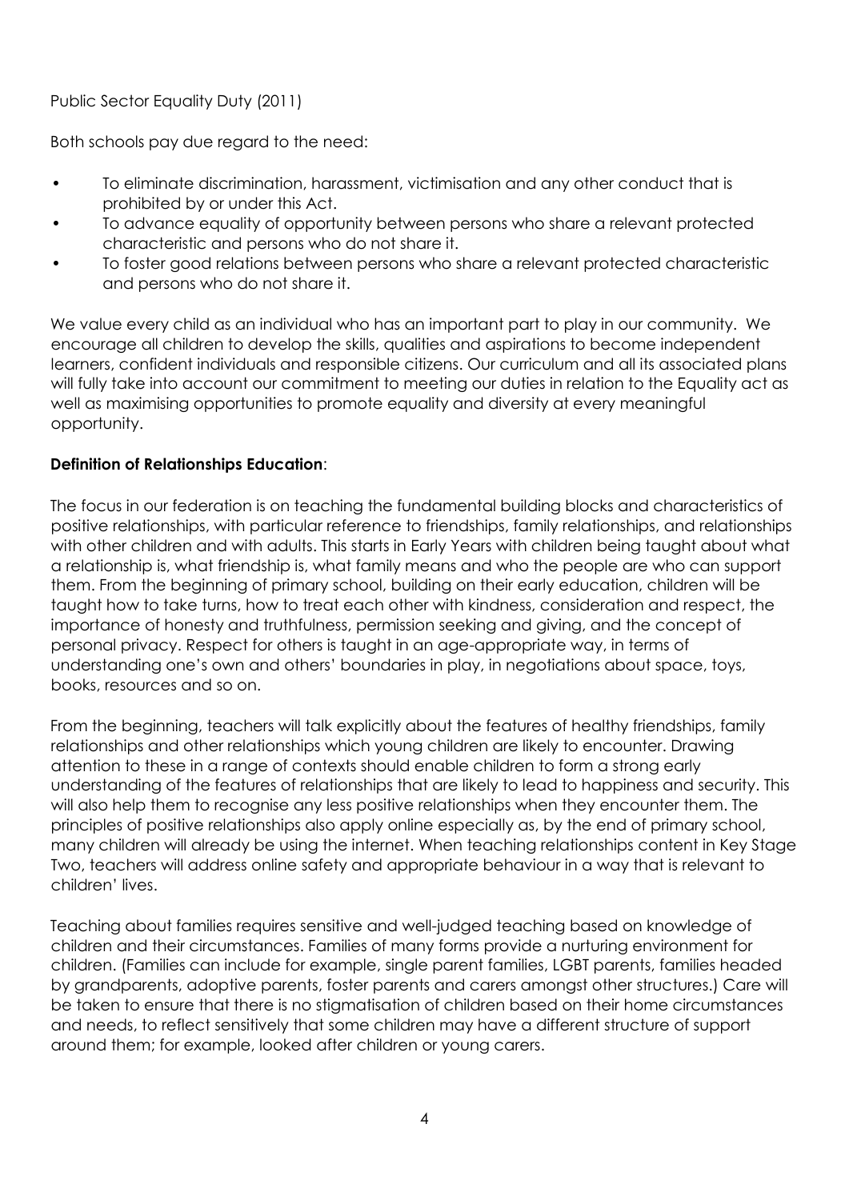Public Sector Equality Duty (2011)

Both schools pay due regard to the need:

- To eliminate discrimination, harassment, victimisation and any other conduct that is prohibited by or under this Act.
- To advance equality of opportunity between persons who share a relevant protected characteristic and persons who do not share it.
- To foster good relations between persons who share a relevant protected characteristic and persons who do not share it.

We value every child as an individual who has an important part to play in our community. We encourage all children to develop the skills, qualities and aspirations to become independent learners, confident individuals and responsible citizens. Our curriculum and all its associated plans will fully take into account our commitment to meeting our duties in relation to the Equality act as well as maximising opportunities to promote equality and diversity at every meaningful opportunity.

**Definition of Relationships Education**:

The focus in our federation is on teaching the fundamental building blocks and characteristics of positive relationships, with particular reference to friendships, family relationships, and relationships with other children and with adults. This starts in Early Years with children being taught about what a relationship is, what friendship is, what family means and who the people are who can support them. From the beginning of primary school, building on their early education, children will be taught how to take turns, how to treat each other with kindness, consideration and respect, the importance of honesty and truthfulness, permission seeking and giving, and the concept of personal privacy. Respect for others is taught in an age-appropriate way, in terms of understanding one's own and others' boundaries in play, in negotiations about space, toys, books, resources and so on.

From the beginning, teachers will talk explicitly about the features of healthy friendships, family relationships and other relationships which young children are likely to encounter. Drawing attention to these in a range of contexts should enable children to form a strong early understanding of the features of relationships that are likely to lead to happiness and security. This will also help them to recognise any less positive relationships when they encounter them. The principles of positive relationships also apply online especially as, by the end of primary school, many children will already be using the internet. When teaching relationships content in Key Stage Two, teachers will address online safety and appropriate behaviour in a way that is relevant to children' lives.

Teaching about families requires sensitive and well-judged teaching based on knowledge of children and their circumstances. Families of many forms provide a nurturing environment for children. (Families can include for example, single parent families, LGBT parents, families headed by grandparents, adoptive parents, foster parents and carers amongst other structures.) Care will be taken to ensure that there is no stigmatisation of children based on their home circumstances and needs, to reflect sensitively that some children may have a different structure of support around them; for example, looked after children or young carers.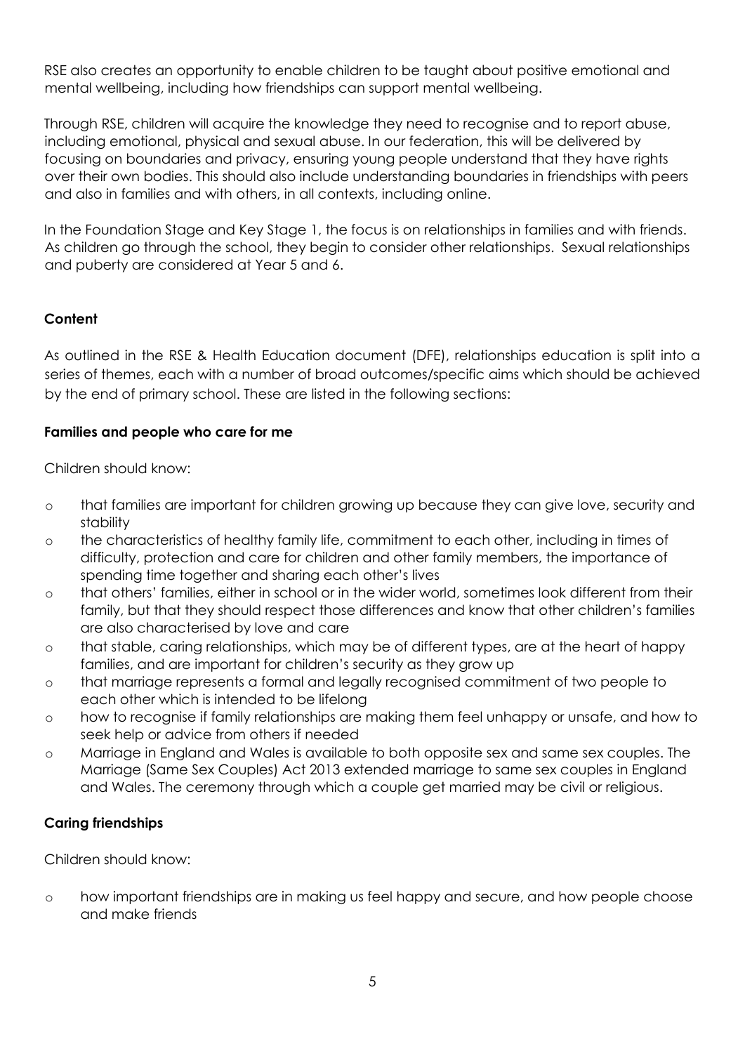RSE also creates an opportunity to enable children to be taught about positive emotional and mental wellbeing, including how friendships can support mental wellbeing.

Through RSE, children will acquire the knowledge they need to recognise and to report abuse, including emotional, physical and sexual abuse. In our federation, this will be delivered by focusing on boundaries and privacy, ensuring young people understand that they have rights over their own bodies. This should also include understanding boundaries in friendships with peers and also in families and with others, in all contexts, including online.

In the Foundation Stage and Key Stage 1, the focus is on relationships in families and with friends. As children go through the school, they begin to consider other relationships. Sexual relationships and puberty are considered at Year 5 and 6.

**Content**

As outlined in the RSE & Health Education document (DFE), relationships education is split into a series of themes, each with a number of broad outcomes/specific aims which should be achieved by the end of primary school. These are listed in the following sections:

**Families and people who care for me**

Children should know:

- that families are important for children growing up because they can give love, security and stability
- the characteristics of healthy family life, commitment to each other, including in times of difficulty, protection and care for children and other family members, the importance of spending time together and sharing each other's lives
- that others' families, either in school or in the wider world, sometimes look different from their family, but that they should respect those differences and know that other children's families are also characterised by love and care
- that stable, caring relationships, which may be of different types, are at the heart of happy families, and are important for children's security as they grow up
- that marriage represents a formal and legally recognised commitment of two people to each other which is intended to be lifelong
- how to recognise if family relationships are making them feel unhappy or unsafe, and how to seek help or advice from others if needed
- Marriage in England and Wales is available to both opposite sex and same sex couples. The Marriage (Same Sex Couples) Act 2013 extended marriage to same sex couples in England and Wales. The ceremony through which a couple get married may be civil or religious.

**Caring friendships**

Children should know:

- how important friendships are in making us feel happy and secure, and how people choose and make friends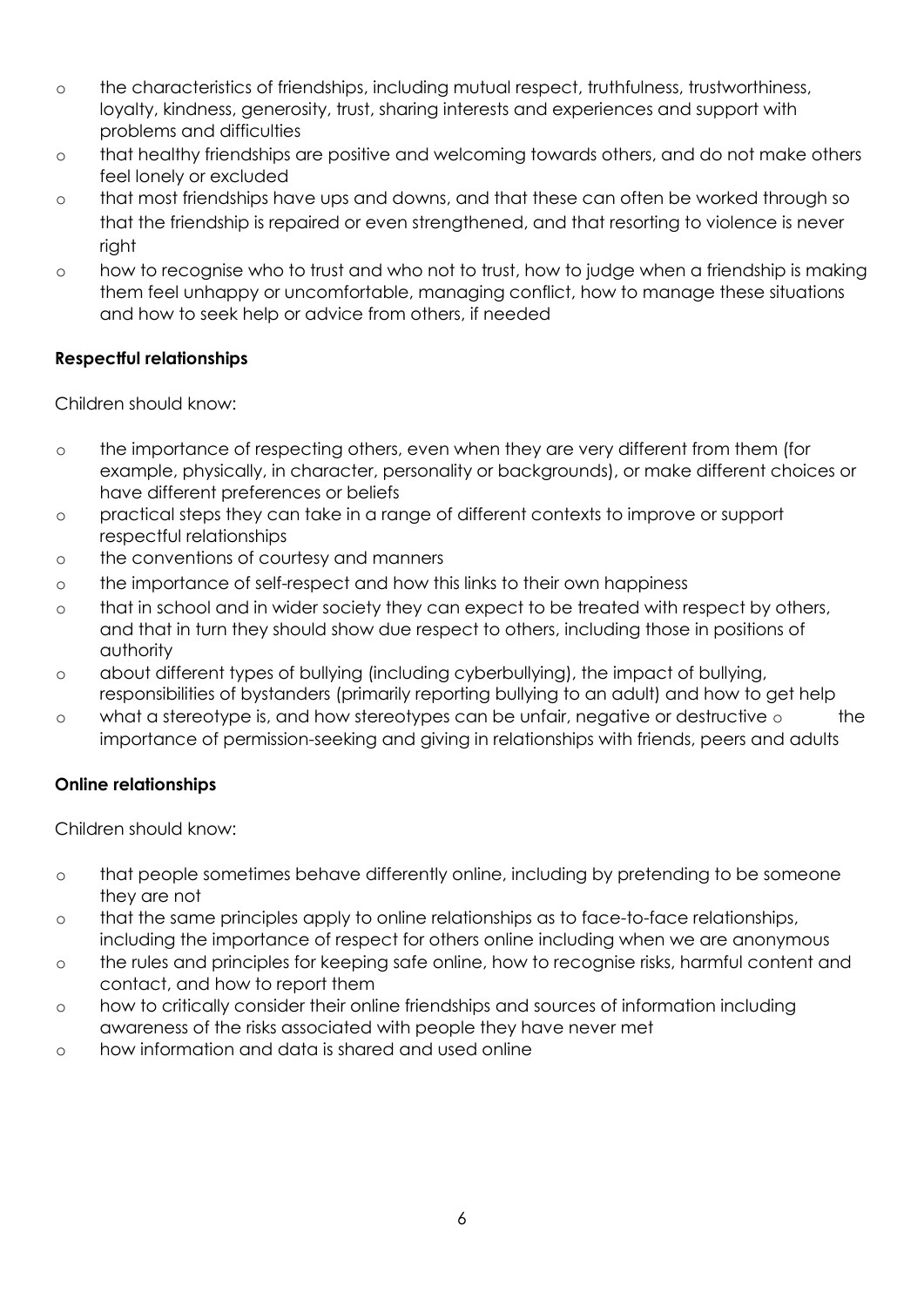- the characteristics of friendships, including mutual respect, truthfulness, trustworthiness, loyalty, kindness, generosity, trust, sharing interests and experiences and support with problems and difficulties
- that healthy friendships are positive and welcoming towards others, and do not make others feel lonely or excluded
- that most friendships have ups and downs, and that these can often be worked through so that the friendship is repaired or even strengthened, and that resorting to violence is never right
- how to recognise who to trust and who not to trust, how to judge when a friendship is making them feel unhappy or uncomfortable, managing conflict, how to manage these situations and how to seek help or advice from others, if needed

**Respectful relationships**

Children should know:

- the importance of respecting others, even when they are very different from them (for example, physically, in character, personality or backgrounds), or make different choices or have different preferences or beliefs
- practical steps they can take in a range of different contexts to improve or support respectful relationships
- the conventions of courtesy and manners
- the importance of self-respect and how this links to their own happiness
- that in school and in wider society they can expect to be treated with respect by others, and that in turn they should show due respect to others, including those in positions of authority
- about different types of bullying (including cyberbullying), the impact of bullying, responsibilities of bystanders (primarily reporting bullying to an adult) and how to get help
- what a stereotype is, and how stereotypes can be unfair, negative or destructive o the importance of permission-seeking and giving in relationships with friends, peers and adults

**Online relationships**

Children should know:

- that people sometimes behave differently online, including by pretending to be someone they are not
- that the same principles apply to online relationships as to face-to-face relationships, including the importance of respect for others online including when we are anonymous
- the rules and principles for keeping safe online, how to recognise risks, harmful content and contact, and how to report them
- how to critically consider their online friendships and sources of information including awareness of the risks associated with people they have never met
- how information and data is shared and used online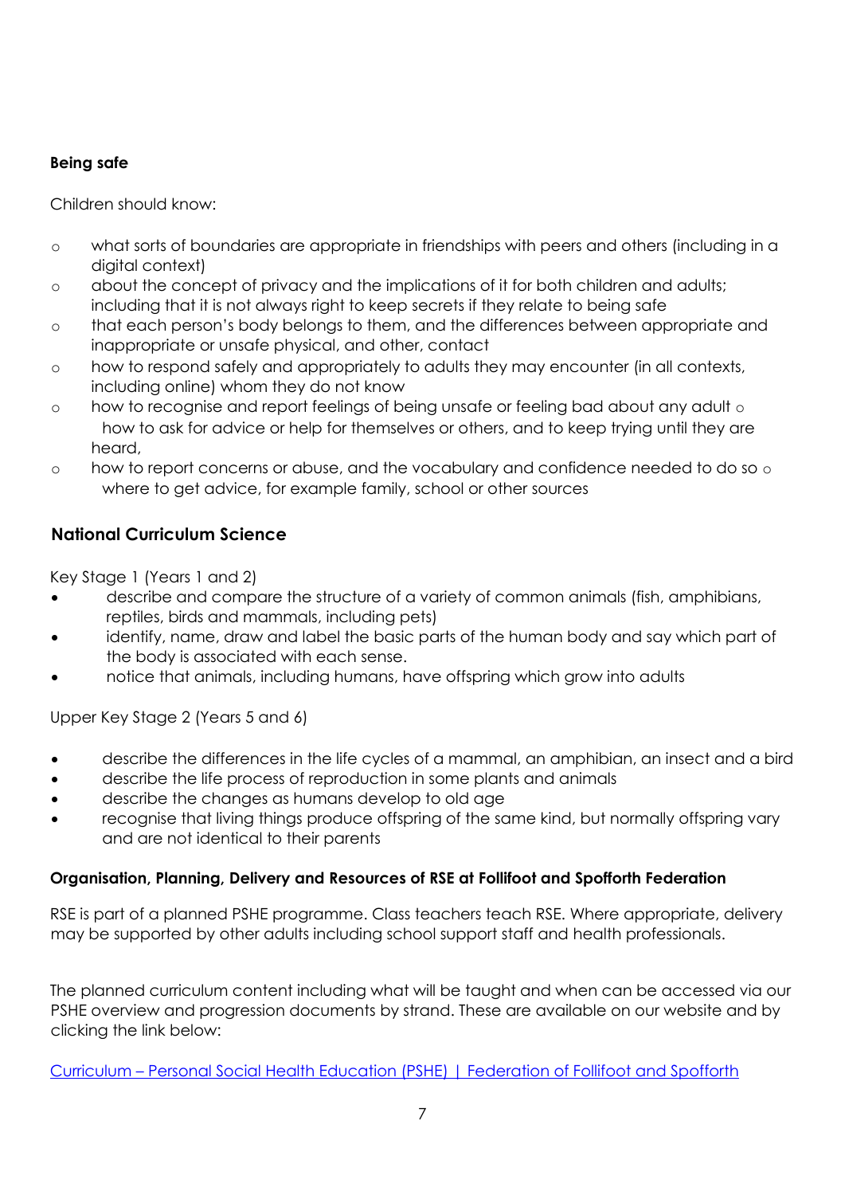**Being safe**

Children should know:

- what sorts of boundaries are appropriate in friendships with peers and others (including in a digital context)
- about the concept of privacy and the implications of it for both children and adults; including that it is not always right to keep secrets if they relate to being safe
- that each person's body belongs to them, and the differences between appropriate and inappropriate or unsafe physical, and other, contact
- how to respond safely and appropriately to adults they may encounter (in all contexts, including online) whom they do not know
- how to recognise and report feelings of being unsafe or feeling bad about any adult
- how to ask for advice or help for themselves or others, and to keep trying until they are heard,
- how to report concerns or abuse, and the vocabulary and confidence needed to do so
- where to get advice, for example family, school or other sources

## National Curriculum Science

Key Stage 1 (Years 1 and 2)

- describe and compare the structure of a variety of common animals (fish, amphibians, reptiles, birds and mammals, including pets)
- identify, name, draw and label the basic parts of the human body and say which part of the body is associated with each sense.
- notice that animals, including humans, have offspring which grow into adults

Upper Key Stage 2 (Years 5 and 6)

- describe the differences in the life cycles of a mammal, an amphibian, an insect and a bird
- describe the life process of reproduction in some plants and animals
- describe the changes as humans develop to old age
- recognise that living things produce offspring of the same kind, but normally offspring vary and are not identical to their parents

**Organisation, Planning, Delivery and Resources of RSE at Follifoot and Spofforth Federation**

RSE is part of a planned PSHE programme. Class teachers teach RSE. Where appropriate, delivery may be supported by other adults including school support staff and health professionals.

The planned curriculum content including what will be taught and when can be accessed via our PSHE overview and progression documents by strand. These are available on our website and by clicking the link below:

Curriculum – Personal Social Health Education (PSHE) | Federation of Follifoot and Spofforth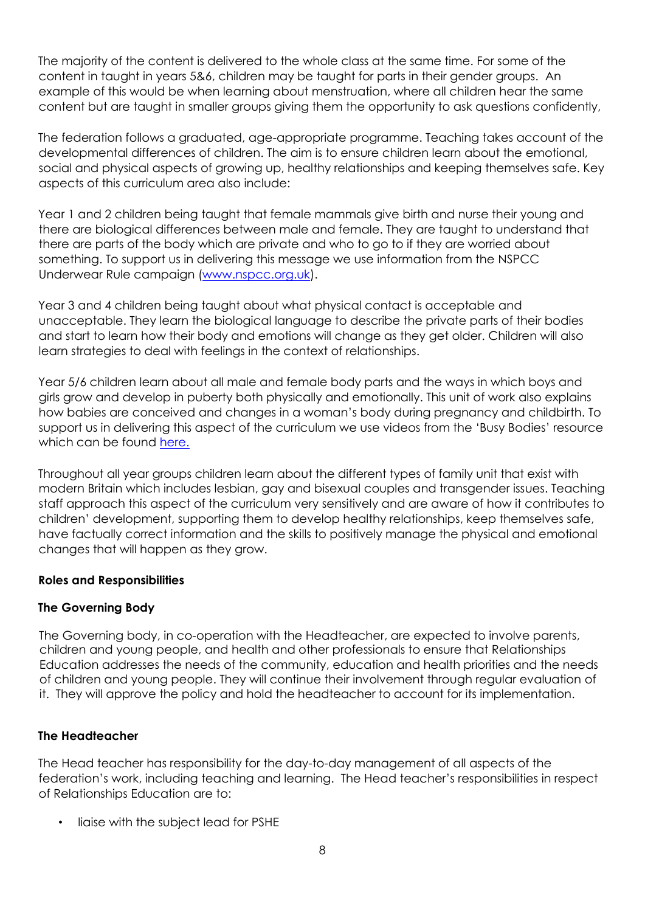The majority of the content is delivered to the whole class at the same time. For some of the content in taught in years 5&6, children may be taught for parts in their gender groups. An example of this would be when learning about menstruation, where all children hear the same content but are taught in smaller groups giving them the opportunity to ask questions confidently,

The federation follows a graduated, age-appropriate programme. Teaching takes account of the developmental differences of children. The aim is to ensure children learn about the emotional, social and physical aspects of growing up, healthy relationships and keeping themselves safe. Key aspects of this curriculum area also include:

Year 1 and 2 children being taught that female mammals give birth and nurse their young and there are biological differences between male and female. They are taught to understand that there are parts of the body which are private and who to go to if they are worried about something. To support us in delivering this message we use information from the NSPCC Underwear Rule campaign ([www.nspcc.org.uk](www.nspcc.org.uk)).

Year 3 and 4 children being taught about what physical contact is acceptable and unacceptable. They learn the biological language to describe the private parts of their bodies and start to learn how their body and emotions will change as they get older. Children will also learn strategies to deal with feelings in the context of relationships.

Year 5/6 children learn about all male and female body parts and the ways in which boys and girls grow and develop in puberty both physically and emotionally. This unit of work also explains how babies are conceived and changes in a woman's body during pregnancy and childbirth. To support us in delivering this aspect of the curriculum we use videos from the 'Busy Bodies' resource which can be found here.

Throughout all year groups children learn about the different types of family unit that exist with modern Britain which includes lesbian, gay and bisexual couples and transgender issues. Teaching staff approach this aspect of the curriculum very sensitively and are aware of how it contributes to children' development, supporting them to develop healthy relationships, keep themselves safe, have factually correct information and the skills to positively manage the physical and emotional changes that will happen as they grow.

**Roles and Responsibilities**

**The Governing Body**

The Governing body, in co-operation with the Headteacher, are expected to involve parents, children and young people, and health and other professionals to ensure that Relationships Education addresses the needs of the community, education and health priorities and the needs of children and young people. They will continue their involvement through regular evaluation of it. They will approve the policy and hold the headteacher to account for its implementation.

**The Headteacher**

The Head teacher has responsibility for the day-to-day management of all aspects of the federation's work, including teaching and learning. The Head teacher's responsibilities in respect of Relationships Education are to:

- liaise with the subject lead for PSHE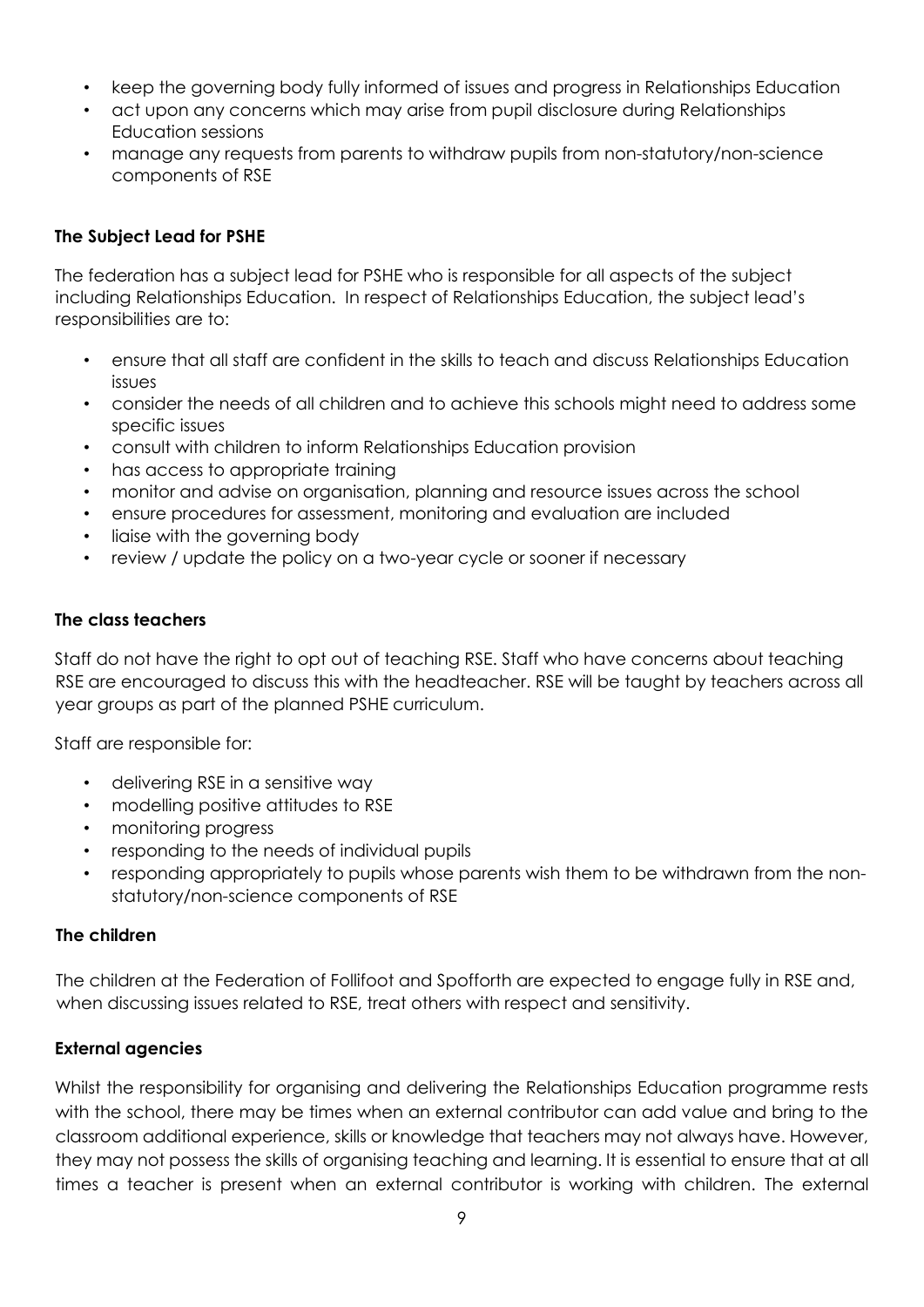- keep the governing body fully informed of issues and progress in Relationships Education
- act upon any concerns which may arise from pupil disclosure during Relationships Education sessions
- manage any requests from parents to withdraw pupils from non-statutory/non-science components of RSE

**The Subject Lead for PSHE**

The federation has a subject lead for PSHE who is responsible for all aspects of the subject including Relationships Education. In respect of Relationships Education, the subject lead's responsibilities are to:

- ensure that all staff are confident in the skills to teach and discuss Relationships Education issues
- consider the needs of all children and to achieve this schools might need to address some specific issues
- consult with children to inform Relationships Education provision
- has access to appropriate training
- monitor and advise on organisation, planning and resource issues across the school
- ensure procedures for assessment, monitoring and evaluation are included
- liaise with the governing body
- review / update the policy on a two-year cycle or sooner if necessary

**The class teachers**

Staff do not have the right to opt out of teaching RSE. Staff who have concerns about teaching RSE are encouraged to discuss this with the headteacher. RSE will be taught by teachers across all year groups as part of the planned PSHE curriculum.

Staff are responsible for:

- delivering RSE in a sensitive way
- modelling positive attitudes to RSE
- monitoring progress
- responding to the needs of individual pupils
- responding appropriately to pupils whose parents wish them to be withdrawn from the non-statutory/non-science components of RSE

**The children**

The children at the Federation of Follifoot and Spofforth are expected to engage fully in RSE and, when discussing issues related to RSE, treat others with respect and sensitivity.

**External agencies**

Whilst the responsibility for organising and delivering the Relationships Education programme rests with the school, there may be times when an external contributor can add value and bring to the classroom additional experience, skills or knowledge that teachers may not always have. However, they may not possess the skills of organising teaching and learning. It is essential to ensure that at all times a teacher is present when an external contributor is working with children. The external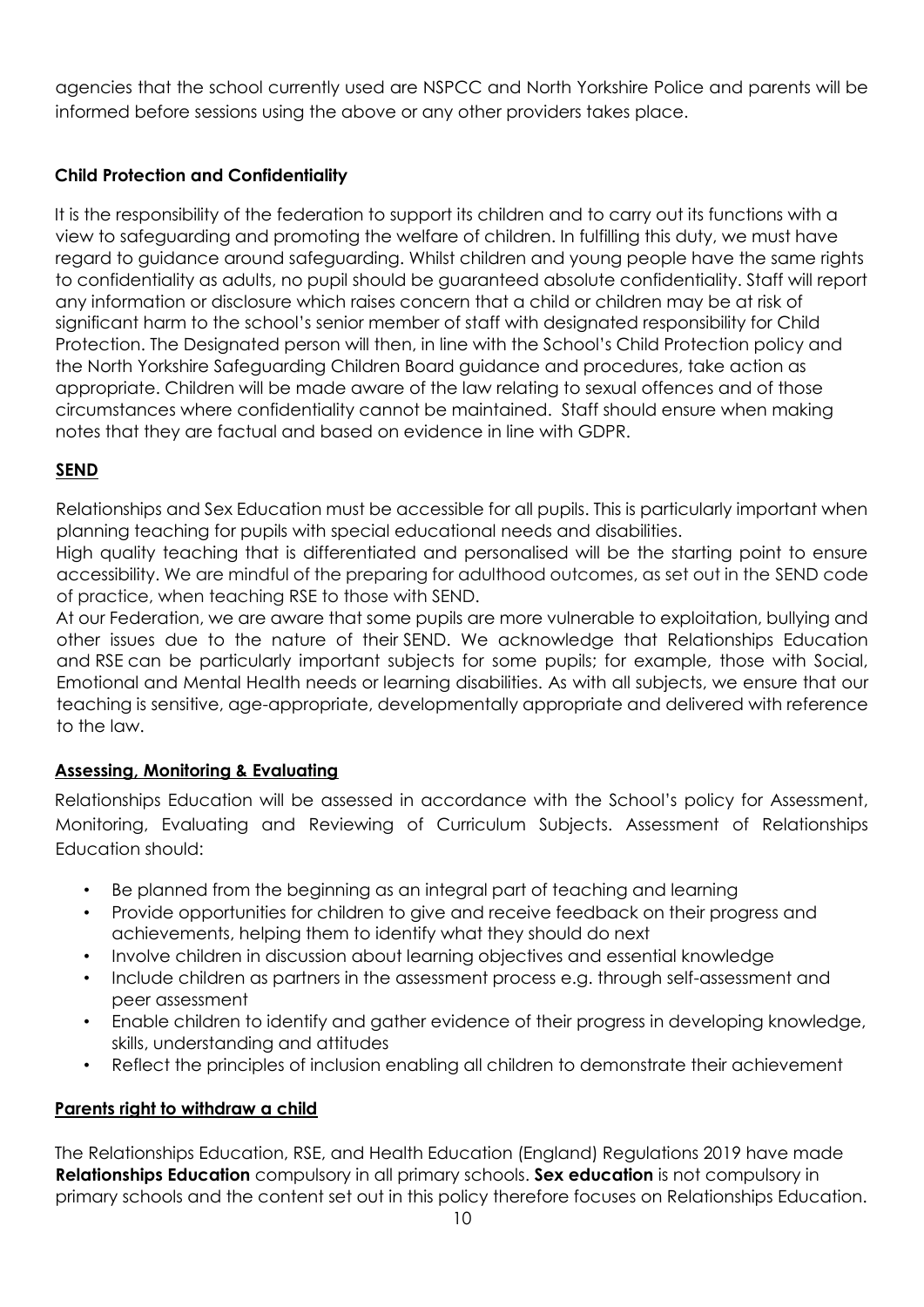agencies that the school currently used are NSPCC and North Yorkshire Police and parents will be informed before sessions using the above or any other providers takes place.

**Child Protection and Confidentiality**

It is the responsibility of the federation to support its children and to carry out its functions with a view to safeguarding and promoting the welfare of children. In fulfilling this duty, we must have regard to guidance around safeguarding. Whilst children and young people have the same rights to confidentiality as adults, no pupil should be guaranteed absolute confidentiality. Staff will report any information or disclosure which raises concern that a child or children may be at risk of significant harm to the school's senior member of staff with designated responsibility for Child Protection. The Designated person will then, in line with the School's Child Protection policy and the North Yorkshire Safeguarding Children Board guidance and procedures, take action as appropriate. Children will be made aware of the law relating to sexual offences and of those circumstances where confidentiality cannot be maintained. Staff should ensure when making notes that they are factual and based on evidence in line with GDPR.

**SEND**

Relationships and Sex Education must be accessible for all pupils. This is particularly important when planning teaching for pupils with special educational needs and disabilities.

High quality teaching that is differentiated and personalised will be the starting point to ensure accessibility. We are mindful of the preparing for adulthood outcomes, as set out in the SEND code of practice, when teaching RSE to those with SEND.

At our Federation, we are aware that some pupils are more vulnerable to exploitation, bullying and other issues due to the nature of their SEND. We acknowledge that Relationships Education and RSE can be particularly important subjects for some pupils; for example, those with Social, Emotional and Mental Health needs or learning disabilities. As with all subjects, we ensure that our teaching is sensitive, age-appropriate, developmentally appropriate and delivered with reference to the law.

**Assessing, Monitoring & Evaluating**

Relationships Education will be assessed in accordance with the School's policy for Assessment, Monitoring, Evaluating and Reviewing of Curriculum Subjects. Assessment of Relationships Education should:

- Be planned from the beginning as an integral part of teaching and learning
- Provide opportunities for children to give and receive feedback on their progress and achievements, helping them to identify what they should do next
- Involve children in discussion about learning objectives and essential knowledge
- Include children as partners in the assessment process e.g. through self-assessment and peer assessment
- Enable children to identify and gather evidence of their progress in developing knowledge, skills, understanding and attitudes
- Reflect the principles of inclusion enabling all children to demonstrate their achievement

**Parents right to withdraw a child**

The Relationships Education, RSE, and Health Education (England) Regulations 2019 have made **Relationships Education** compulsory in all primary schools. **Sex education** is not compulsory in primary schools and the content set out in this policy therefore focuses on Relationships Education.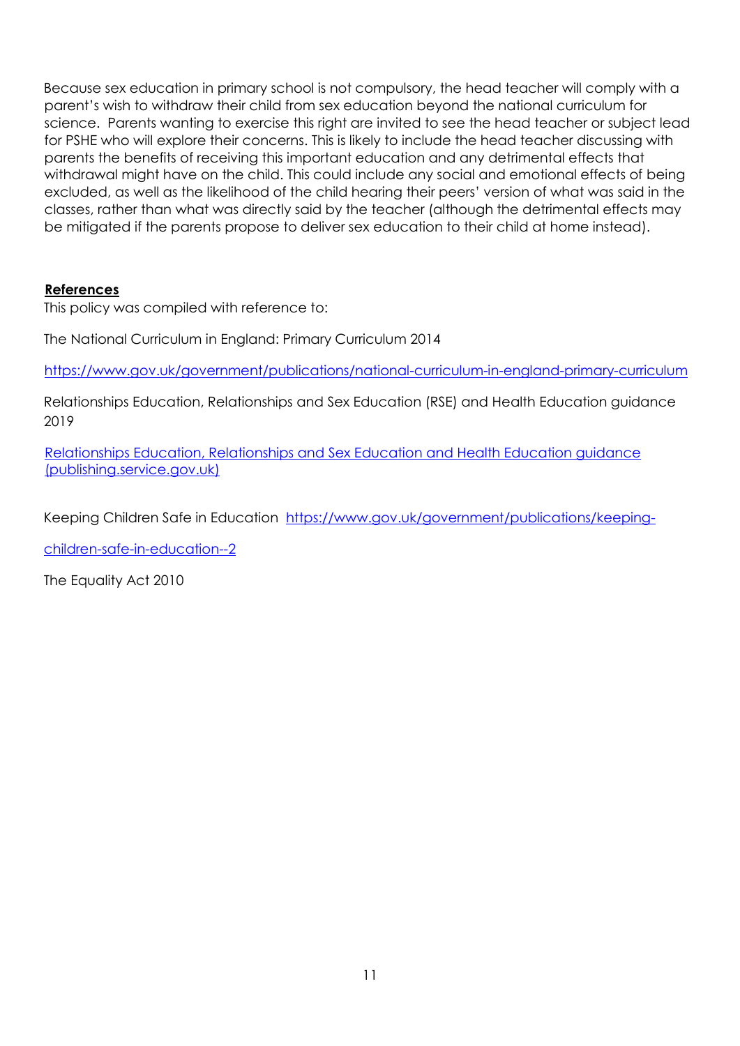Because sex education in primary school is not compulsory, the head teacher will comply with a parent's wish to withdraw their child from sex education beyond the national curriculum for science. Parents wanting to exercise this right are invited to see the head teacher or subject lead for PSHE who will explore their concerns. This is likely to include the head teacher discussing with parents the benefits of receiving this important education and any detrimental effects that withdrawal might have on the child. This could include any social and emotional effects of being excluded, as well as the likelihood of the child hearing their peers' version of what was said in the classes, rather than what was directly said by the teacher (although the detrimental effects may be mitigated if the parents propose to deliver sex education to their child at home instead).

**References**

This policy was compiled with reference to:

The National Curriculum in England: Primary Curriculum 2014

https://www.gov.uk/government/publications/national-curriculum-in-england-primary-curriculum

Relationships Education, Relationships and Sex Education (RSE) and Health Education guidance 2019

Relationships Education, Relationships and Sex Education and Health Education guidance (publishing.service.gov.uk)

Keeping Children Safe in Education https://www.gov.uk/government/publications/keeping-children-safe-in-education--2

The Equality Act 2010